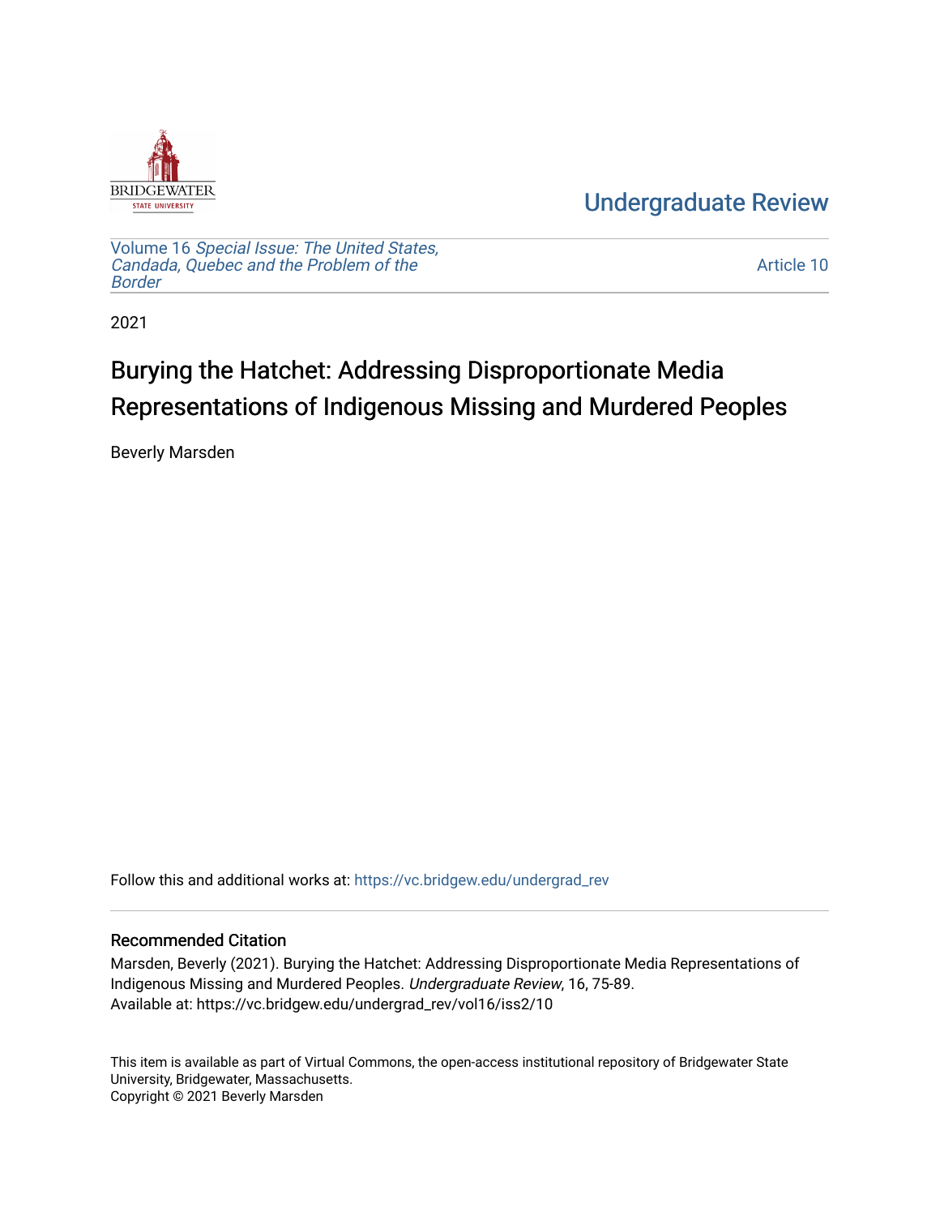BRIDGEWATER STATE UNIVERSITY

Undergraduate Review

Volume 16 *Special Issue: The United States, Candada, Quebec and the Problem of the Border*

Article 10

2021

# Burying the Hatchet: Addressing Disproportionate Media Representations of Indigenous Missing and Murdered Peoples

Beverly Marsden

Follow this and additional works at: https://vc.bridgew.edu/undergrad_rev

## Recommended Citation

Marsden, Beverly (2021). Burying the Hatchet: Addressing Disproportionate Media Representations of Indigenous Missing and Murdered Peoples. *Undergraduate Review*, 16, 75-89.
Available at: https://vc.bridgew.edu/undergrad_rev/vol16/iss2/10

This item is available as part of Virtual Commons, the open-access institutional repository of Bridgewater State University, Bridgewater, Massachusetts.
Copyright © 2021 Beverly Marsden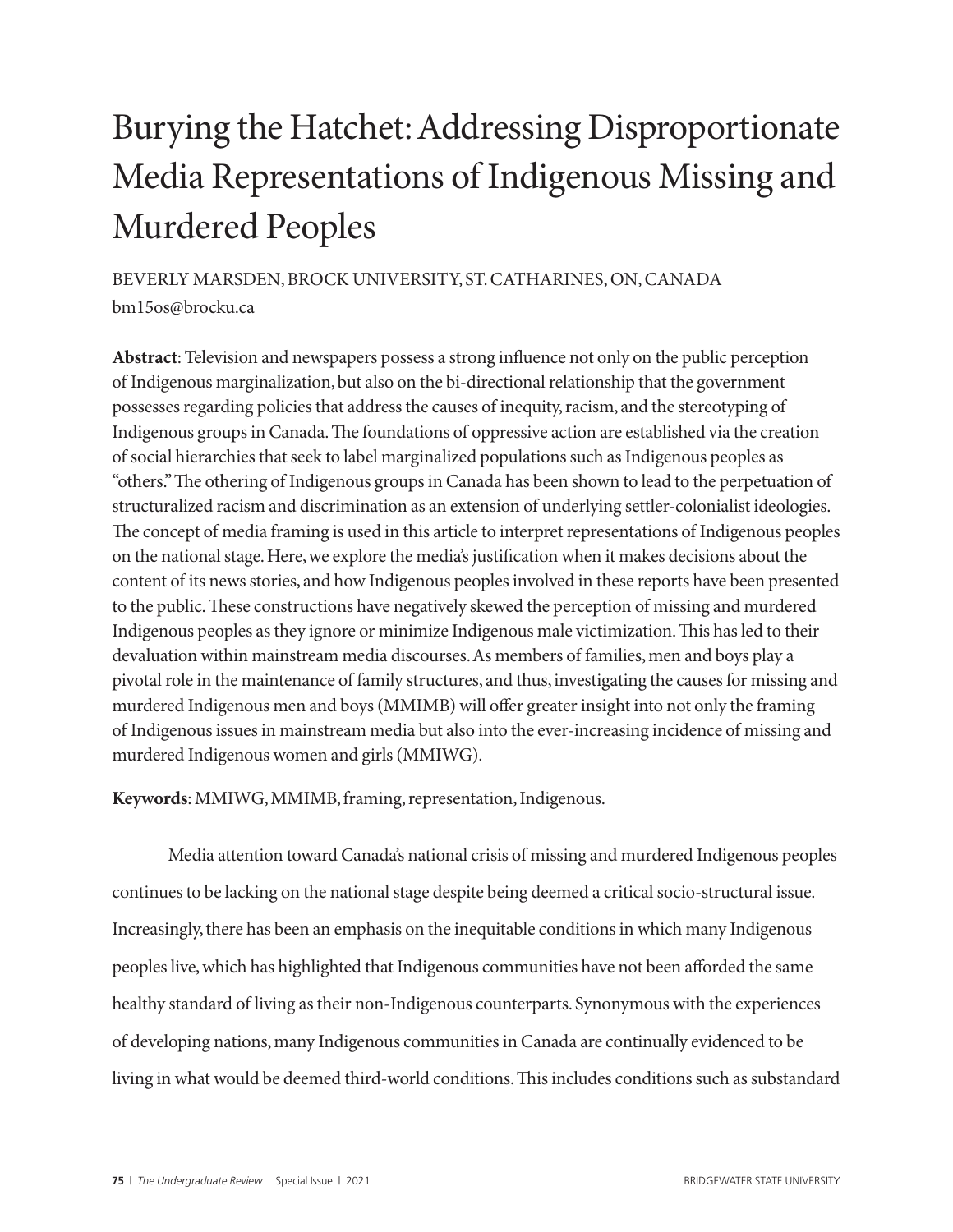# Burying the Hatchet: Addressing Disproportionate Media Representations of Indigenous Missing and Murdered Peoples

BEVERLY MARSDEN, BROCK UNIVERSITY, ST. CATHARINES, ON, CANADA
bm15os@brocku.ca

**Abstract**: Television and newspapers possess a strong influence not only on the public perception of Indigenous marginalization, but also on the bi-directional relationship that the government possesses regarding policies that address the causes of inequity, racism, and the stereotyping of Indigenous groups in Canada. The foundations of oppressive action are established via the creation of social hierarchies that seek to label marginalized populations such as Indigenous peoples as "others." The othering of Indigenous groups in Canada has been shown to lead to the perpetuation of structuralized racism and discrimination as an extension of underlying settler-colonialist ideologies. The concept of media framing is used in this article to interpret representations of Indigenous peoples on the national stage. Here, we explore the media's justification when it makes decisions about the content of its news stories, and how Indigenous peoples involved in these reports have been presented to the public. These constructions have negatively skewed the perception of missing and murdered Indigenous peoples as they ignore or minimize Indigenous male victimization. This has led to their devaluation within mainstream media discourses. As members of families, men and boys play a pivotal role in the maintenance of family structures, and thus, investigating the causes for missing and murdered Indigenous men and boys (MMIMB) will offer greater insight into not only the framing of Indigenous issues in mainstream media but also into the ever-increasing incidence of missing and murdered Indigenous women and girls (MMIWG).

**Keywords**: MMIWG, MMIMB, framing, representation, Indigenous.

Media attention toward Canada's national crisis of missing and murdered Indigenous peoples continues to be lacking on the national stage despite being deemed a critical socio-structural issue. Increasingly, there has been an emphasis on the inequitable conditions in which many Indigenous peoples live, which has highlighted that Indigenous communities have not been afforded the same healthy standard of living as their non-Indigenous counterparts. Synonymous with the experiences of developing nations, many Indigenous communities in Canada are continually evidenced to be living in what would be deemed third-world conditions. This includes conditions such as substandard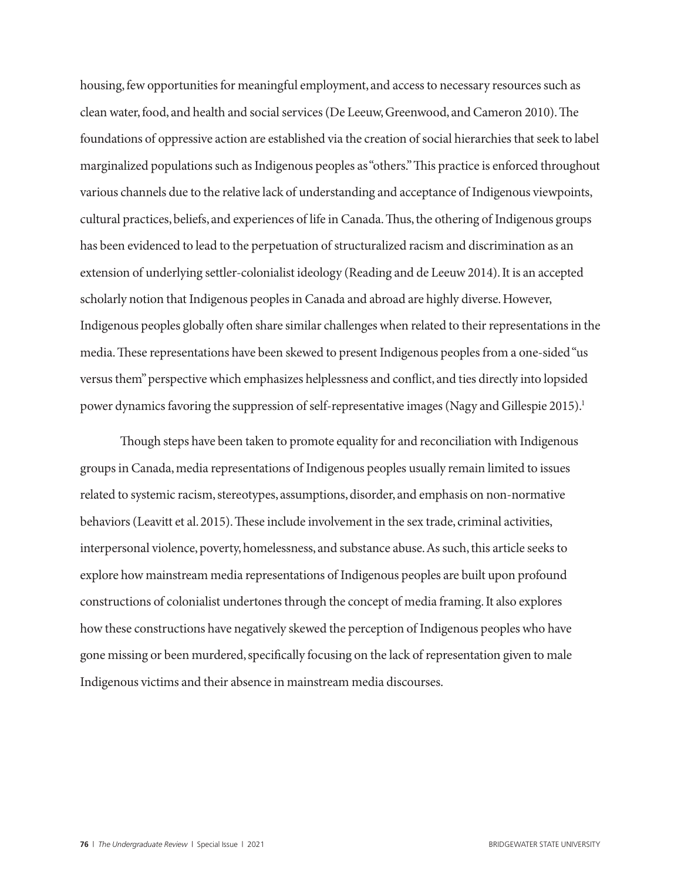housing, few opportunities for meaningful employment, and access to necessary resources such as clean water, food, and health and social services (De Leeuw, Greenwood, and Cameron 2010). The foundations of oppressive action are established via the creation of social hierarchies that seek to label marginalized populations such as Indigenous peoples as "others." This practice is enforced throughout various channels due to the relative lack of understanding and acceptance of Indigenous viewpoints, cultural practices, beliefs, and experiences of life in Canada. Thus, the othering of Indigenous groups has been evidenced to lead to the perpetuation of structuralized racism and discrimination as an extension of underlying settler-colonialist ideology (Reading and de Leeuw 2014). It is an accepted scholarly notion that Indigenous peoples in Canada and abroad are highly diverse. However, Indigenous peoples globally often share similar challenges when related to their representations in the media. These representations have been skewed to present Indigenous peoples from a one-sided "us versus them" perspective which emphasizes helplessness and conflict, and ties directly into lopsided power dynamics favoring the suppression of self-representative images (Nagy and Gillespie 2015).[1]

Though steps have been taken to promote equality for and reconciliation with Indigenous groups in Canada, media representations of Indigenous peoples usually remain limited to issues related to systemic racism, stereotypes, assumptions, disorder, and emphasis on non-normative behaviors (Leavitt et al. 2015). These include involvement in the sex trade, criminal activities, interpersonal violence, poverty, homelessness, and substance abuse. As such, this article seeks to explore how mainstream media representations of Indigenous peoples are built upon profound constructions of colonialist undertones through the concept of media framing. It also explores how these constructions have negatively skewed the perception of Indigenous peoples who have gone missing or been murdered, specifically focusing on the lack of representation given to male Indigenous victims and their absence in mainstream media discourses.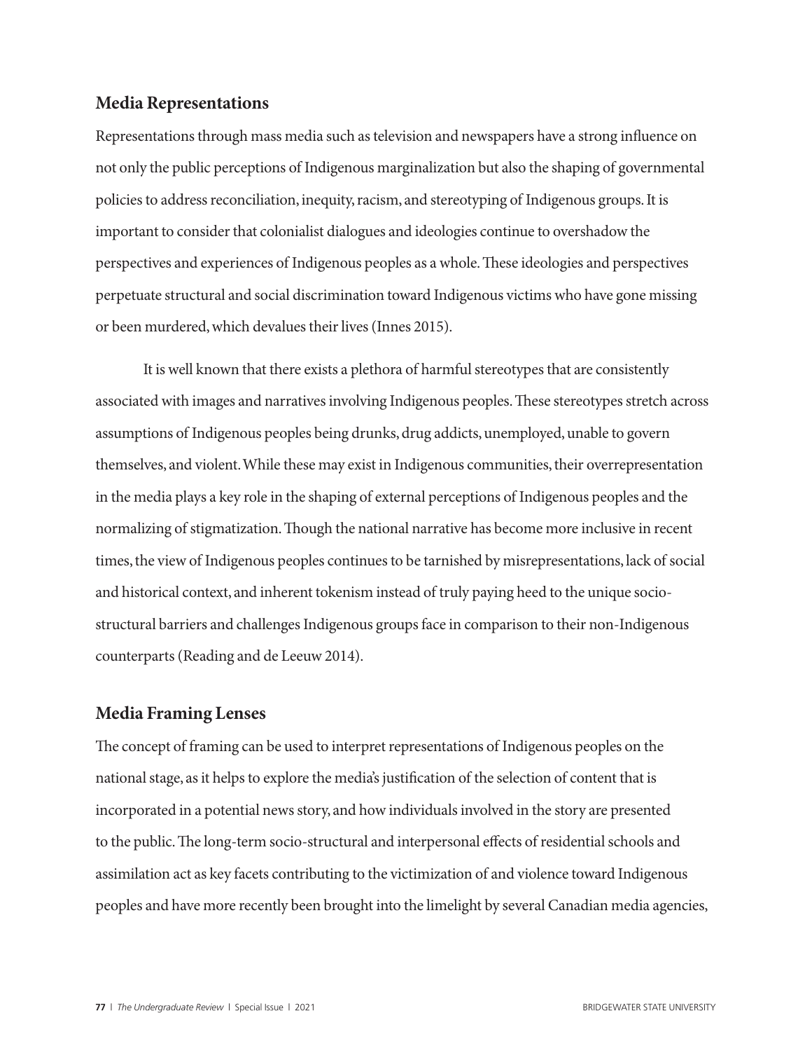## Media Representations

Representations through mass media such as television and newspapers have a strong influence on not only the public perceptions of Indigenous marginalization but also the shaping of governmental policies to address reconciliation, inequity, racism, and stereotyping of Indigenous groups. It is important to consider that colonialist dialogues and ideologies continue to overshadow the perspectives and experiences of Indigenous peoples as a whole. These ideologies and perspectives perpetuate structural and social discrimination toward Indigenous victims who have gone missing or been murdered, which devalues their lives (Innes 2015).

It is well known that there exists a plethora of harmful stereotypes that are consistently associated with images and narratives involving Indigenous peoples. These stereotypes stretch across assumptions of Indigenous peoples being drunks, drug addicts, unemployed, unable to govern themselves, and violent. While these may exist in Indigenous communities, their overrepresentation in the media plays a key role in the shaping of external perceptions of Indigenous peoples and the normalizing of stigmatization. Though the national narrative has become more inclusive in recent times, the view of Indigenous peoples continues to be tarnished by misrepresentations, lack of social and historical context, and inherent tokenism instead of truly paying heed to the unique socio-structural barriers and challenges Indigenous groups face in comparison to their non-Indigenous counterparts (Reading and de Leeuw 2014).

## Media Framing Lenses

The concept of framing can be used to interpret representations of Indigenous peoples on the national stage, as it helps to explore the media's justification of the selection of content that is incorporated in a potential news story, and how individuals involved in the story are presented to the public. The long-term socio-structural and interpersonal effects of residential schools and assimilation act as key facets contributing to the victimization of and violence toward Indigenous peoples and have more recently been brought into the limelight by several Canadian media agencies,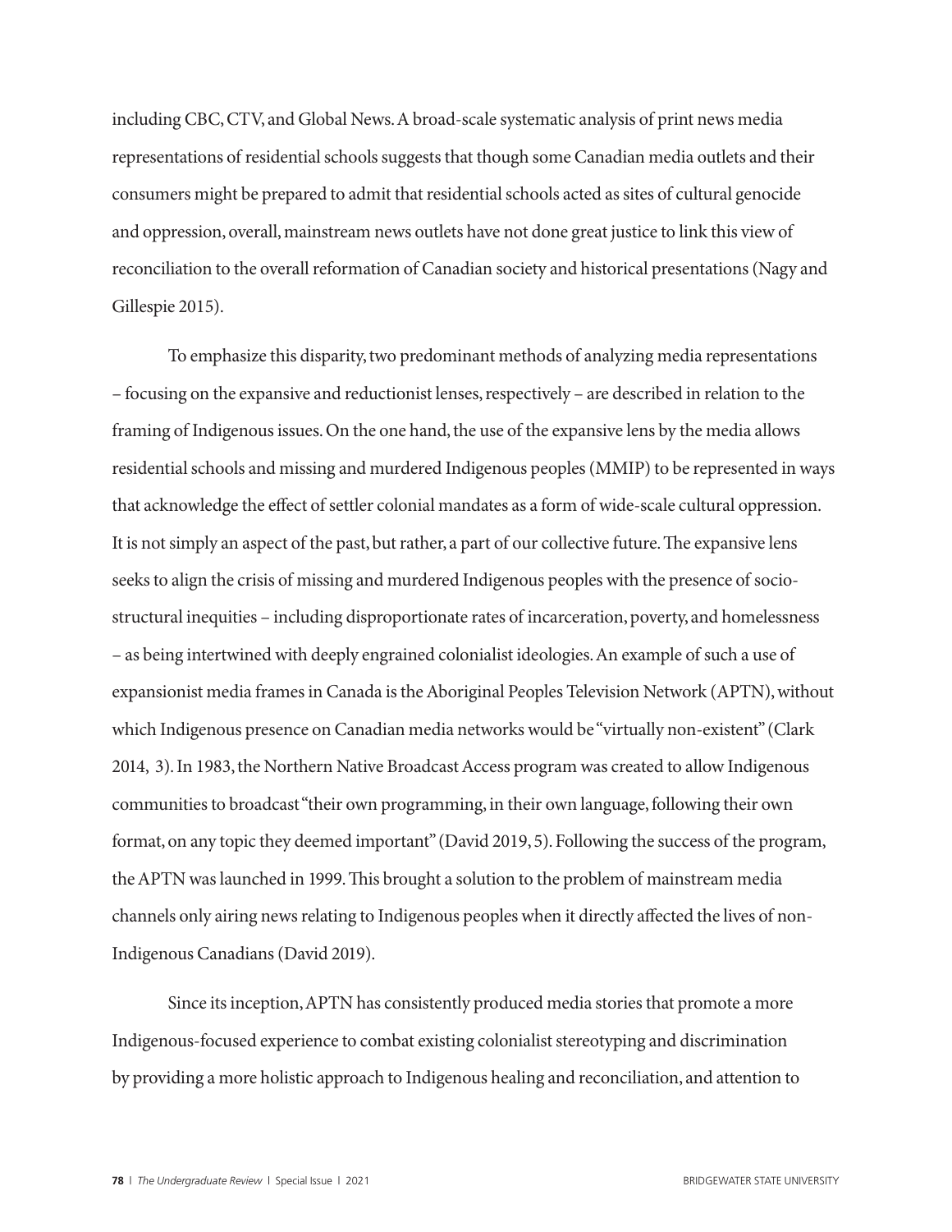including CBC, CTV, and Global News. A broad-scale systematic analysis of print news media representations of residential schools suggests that though some Canadian media outlets and their consumers might be prepared to admit that residential schools acted as sites of cultural genocide and oppression, overall, mainstream news outlets have not done great justice to link this view of reconciliation to the overall reformation of Canadian society and historical presentations (Nagy and Gillespie 2015).

To emphasize this disparity, two predominant methods of analyzing media representations – focusing on the expansive and reductionist lenses, respectively – are described in relation to the framing of Indigenous issues. On the one hand, the use of the expansive lens by the media allows residential schools and missing and murdered Indigenous peoples (MMIP) to be represented in ways that acknowledge the effect of settler colonial mandates as a form of wide-scale cultural oppression. It is not simply an aspect of the past, but rather, a part of our collective future. The expansive lens seeks to align the crisis of missing and murdered Indigenous peoples with the presence of socio-structural inequities – including disproportionate rates of incarceration, poverty, and homelessness – as being intertwined with deeply engrained colonialist ideologies. An example of such a use of expansionist media frames in Canada is the Aboriginal Peoples Television Network (APTN), without which Indigenous presence on Canadian media networks would be "virtually non-existent" (Clark 2014, 3). In 1983, the Northern Native Broadcast Access program was created to allow Indigenous communities to broadcast "their own programming, in their own language, following their own format, on any topic they deemed important" (David 2019, 5). Following the success of the program, the APTN was launched in 1999. This brought a solution to the problem of mainstream media channels only airing news relating to Indigenous peoples when it directly affected the lives of non-Indigenous Canadians (David 2019).

Since its inception, APTN has consistently produced media stories that promote a more Indigenous-focused experience to combat existing colonialist stereotyping and discrimination by providing a more holistic approach to Indigenous healing and reconciliation, and attention to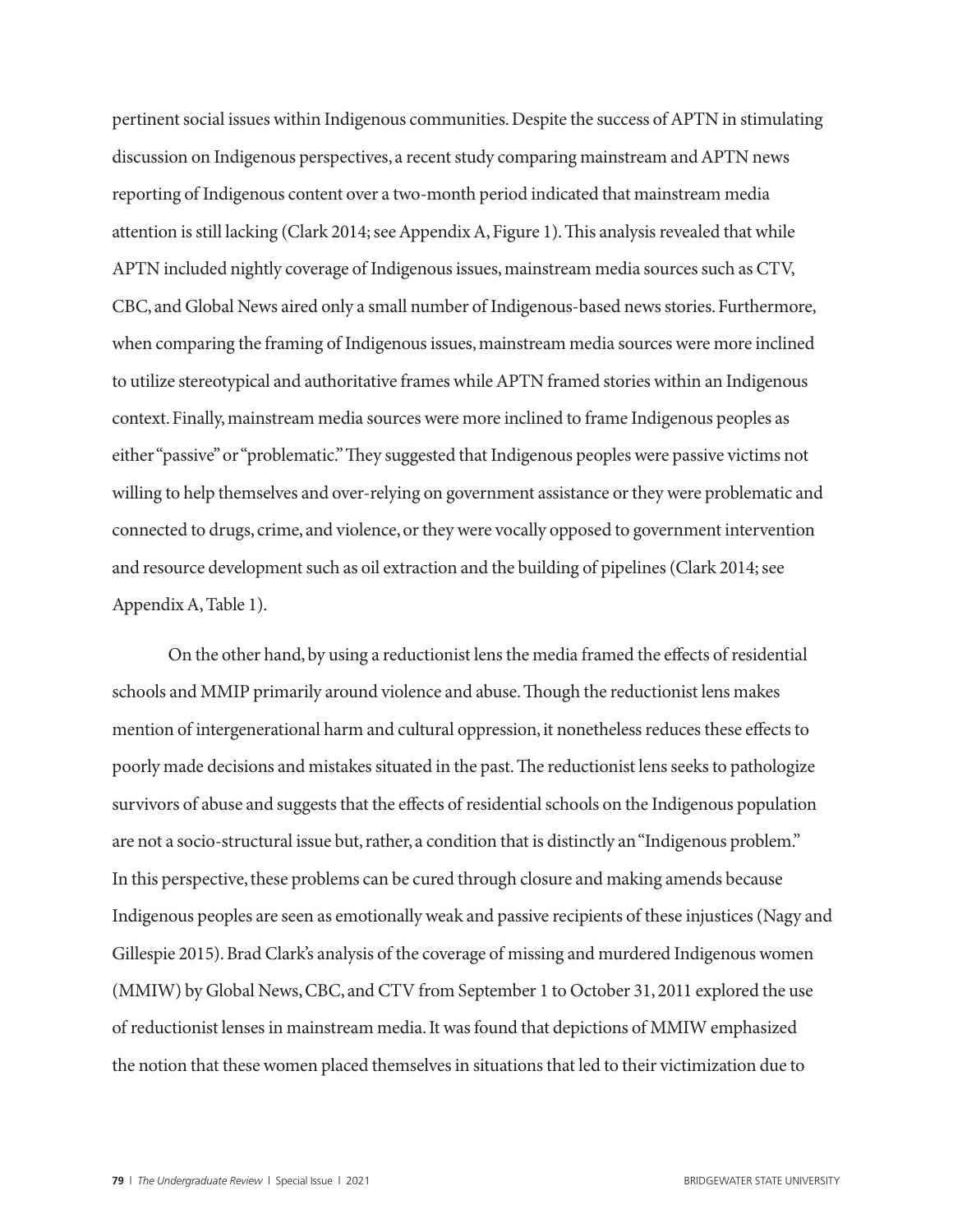pertinent social issues within Indigenous communities. Despite the success of APTN in stimulating discussion on Indigenous perspectives, a recent study comparing mainstream and APTN news reporting of Indigenous content over a two-month period indicated that mainstream media attention is still lacking (Clark 2014; see Appendix A, Figure 1). This analysis revealed that while APTN included nightly coverage of Indigenous issues, mainstream media sources such as CTV, CBC, and Global News aired only a small number of Indigenous-based news stories. Furthermore, when comparing the framing of Indigenous issues, mainstream media sources were more inclined to utilize stereotypical and authoritative frames while APTN framed stories within an Indigenous context. Finally, mainstream media sources were more inclined to frame Indigenous peoples as either "passive" or "problematic." They suggested that Indigenous peoples were passive victims not willing to help themselves and over-relying on government assistance or they were problematic and connected to drugs, crime, and violence, or they were vocally opposed to government intervention and resource development such as oil extraction and the building of pipelines (Clark 2014; see Appendix A, Table 1).

On the other hand, by using a reductionist lens the media framed the effects of residential schools and MMIP primarily around violence and abuse. Though the reductionist lens makes mention of intergenerational harm and cultural oppression, it nonetheless reduces these effects to poorly made decisions and mistakes situated in the past. The reductionist lens seeks to pathologize survivors of abuse and suggests that the effects of residential schools on the Indigenous population are not a socio-structural issue but, rather, a condition that is distinctly an "Indigenous problem." In this perspective, these problems can be cured through closure and making amends because Indigenous peoples are seen as emotionally weak and passive recipients of these injustices (Nagy and Gillespie 2015). Brad Clark's analysis of the coverage of missing and murdered Indigenous women (MMIW) by Global News, CBC, and CTV from September 1 to October 31, 2011 explored the use of reductionist lenses in mainstream media. It was found that depictions of MMIW emphasized the notion that these women placed themselves in situations that led to their victimization due to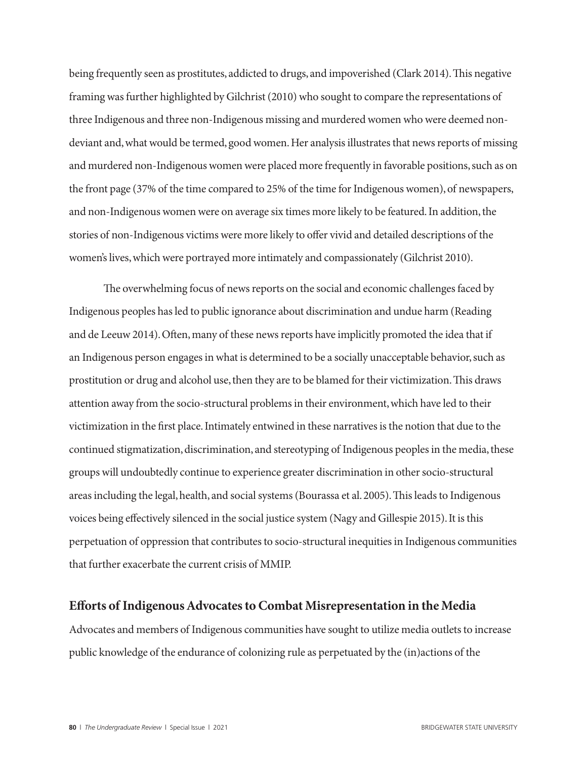being frequently seen as prostitutes, addicted to drugs, and impoverished (Clark 2014). This negative framing was further highlighted by Gilchrist (2010) who sought to compare the representations of three Indigenous and three non-Indigenous missing and murdered women who were deemed non-deviant and, what would be termed, good women. Her analysis illustrates that news reports of missing and murdered non-Indigenous women were placed more frequently in favorable positions, such as on the front page (37% of the time compared to 25% of the time for Indigenous women), of newspapers, and non-Indigenous women were on average six times more likely to be featured. In addition, the stories of non-Indigenous victims were more likely to offer vivid and detailed descriptions of the women's lives, which were portrayed more intimately and compassionately (Gilchrist 2010).

The overwhelming focus of news reports on the social and economic challenges faced by Indigenous peoples has led to public ignorance about discrimination and undue harm (Reading and de Leeuw 2014). Often, many of these news reports have implicitly promoted the idea that if an Indigenous person engages in what is determined to be a socially unacceptable behavior, such as prostitution or drug and alcohol use, then they are to be blamed for their victimization. This draws attention away from the socio-structural problems in their environment, which have led to their victimization in the first place. Intimately entwined in these narratives is the notion that due to the continued stigmatization, discrimination, and stereotyping of Indigenous peoples in the media, these groups will undoubtedly continue to experience greater discrimination in other socio-structural areas including the legal, health, and social systems (Bourassa et al. 2005). This leads to Indigenous voices being effectively silenced in the social justice system (Nagy and Gillespie 2015). It is this perpetuation of oppression that contributes to socio-structural inequities in Indigenous communities that further exacerbate the current crisis of MMIP.

## Efforts of Indigenous Advocates to Combat Misrepresentation in the Media

Advocates and members of Indigenous communities have sought to utilize media outlets to increase public knowledge of the endurance of colonizing rule as perpetuated by the (in)actions of the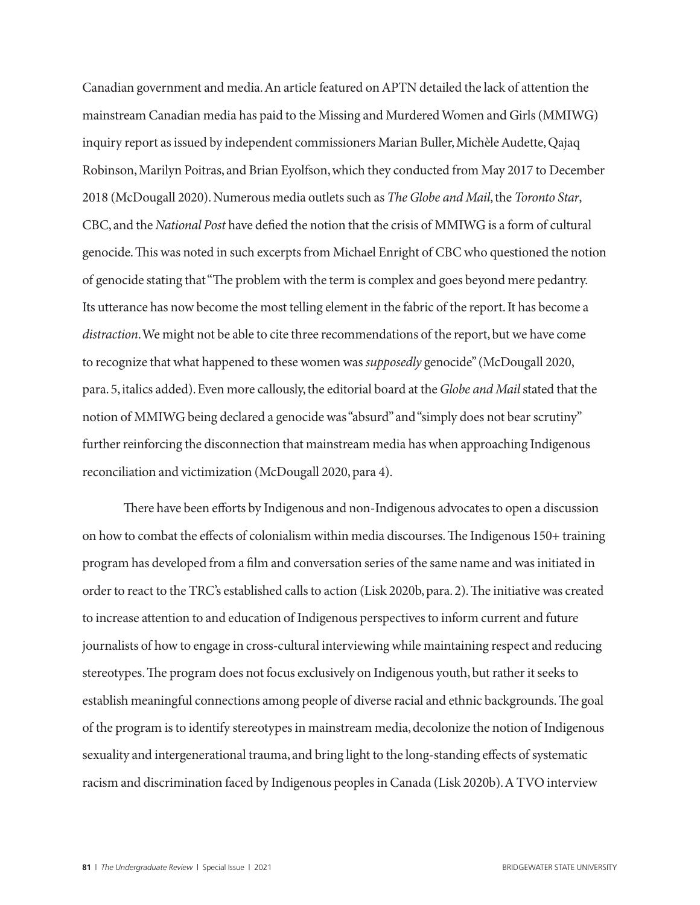Canadian government and media. An article featured on APTN detailed the lack of attention the mainstream Canadian media has paid to the Missing and Murdered Women and Girls (MMIWG) inquiry report as issued by independent commissioners Marian Buller, Michèle Audette, Qajaq Robinson, Marilyn Poitras, and Brian Eyolfson, which they conducted from May 2017 to December 2018 (McDougall 2020). Numerous media outlets such as *The Globe and Mail*, the *Toronto Star*, CBC, and the *National Post* have defied the notion that the crisis of MMIWG is a form of cultural genocide. This was noted in such excerpts from Michael Enright of CBC who questioned the notion of genocide stating that "The problem with the term is complex and goes beyond mere pedantry. Its utterance has now become the most telling element in the fabric of the report. It has become a *distraction*. We might not be able to cite three recommendations of the report, but we have come to recognize that what happened to these women was *supposedly* genocide" (McDougall 2020, para. 5, italics added). Even more callously, the editorial board at the *Globe and Mail* stated that the notion of MMIWG being declared a genocide was "absurd" and "simply does not bear scrutiny" further reinforcing the disconnection that mainstream media has when approaching Indigenous reconciliation and victimization (McDougall 2020, para 4).

There have been efforts by Indigenous and non-Indigenous advocates to open a discussion on how to combat the effects of colonialism within media discourses. The Indigenous 150+ training program has developed from a film and conversation series of the same name and was initiated in order to react to the TRC's established calls to action (Lisk 2020b, para. 2). The initiative was created to increase attention to and education of Indigenous perspectives to inform current and future journalists of how to engage in cross-cultural interviewing while maintaining respect and reducing stereotypes. The program does not focus exclusively on Indigenous youth, but rather it seeks to establish meaningful connections among people of diverse racial and ethnic backgrounds. The goal of the program is to identify stereotypes in mainstream media, decolonize the notion of Indigenous sexuality and intergenerational trauma, and bring light to the long-standing effects of systematic racism and discrimination faced by Indigenous peoples in Canada (Lisk 2020b). A TVO interview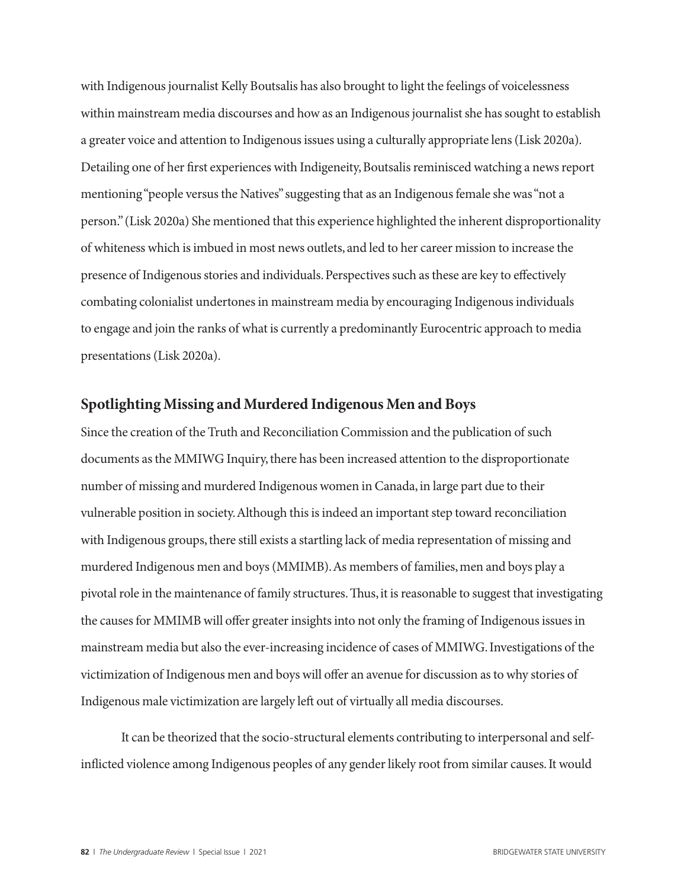with Indigenous journalist Kelly Boutsalis has also brought to light the feelings of voicelessness within mainstream media discourses and how as an Indigenous journalist she has sought to establish a greater voice and attention to Indigenous issues using a culturally appropriate lens (Lisk 2020a). Detailing one of her first experiences with Indigeneity, Boutsalis reminisced watching a news report mentioning "people versus the Natives" suggesting that as an Indigenous female she was "not a person." (Lisk 2020a) She mentioned that this experience highlighted the inherent disproportionality of whiteness which is imbued in most news outlets, and led to her career mission to increase the presence of Indigenous stories and individuals. Perspectives such as these are key to effectively combating colonialist undertones in mainstream media by encouraging Indigenous individuals to engage and join the ranks of what is currently a predominantly Eurocentric approach to media presentations (Lisk 2020a).

## Spotlighting Missing and Murdered Indigenous Men and Boys

Since the creation of the Truth and Reconciliation Commission and the publication of such documents as the MMIWG Inquiry, there has been increased attention to the disproportionate number of missing and murdered Indigenous women in Canada, in large part due to their vulnerable position in society. Although this is indeed an important step toward reconciliation with Indigenous groups, there still exists a startling lack of media representation of missing and murdered Indigenous men and boys (MMIMB). As members of families, men and boys play a pivotal role in the maintenance of family structures. Thus, it is reasonable to suggest that investigating the causes for MMIMB will offer greater insights into not only the framing of Indigenous issues in mainstream media but also the ever-increasing incidence of cases of MMIWG. Investigations of the victimization of Indigenous men and boys will offer an avenue for discussion as to why stories of Indigenous male victimization are largely left out of virtually all media discourses.

It can be theorized that the socio-structural elements contributing to interpersonal and self-inflicted violence among Indigenous peoples of any gender likely root from similar causes. It would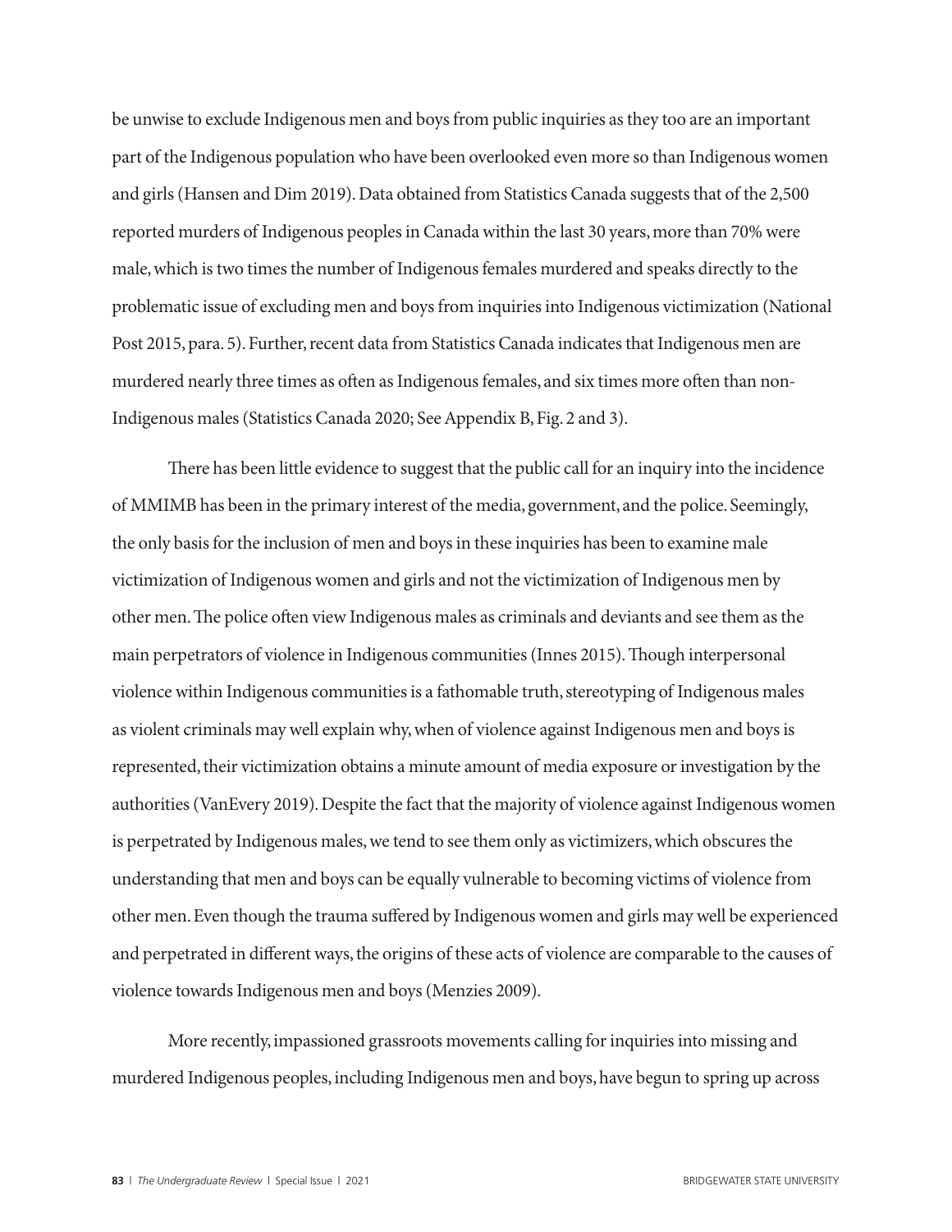be unwise to exclude Indigenous men and boys from public inquiries as they too are an important part of the Indigenous population who have been overlooked even more so than Indigenous women and girls (Hansen and Dim 2019). Data obtained from Statistics Canada suggests that of the 2,500 reported murders of Indigenous peoples in Canada within the last 30 years, more than 70% were male, which is two times the number of Indigenous females murdered and speaks directly to the problematic issue of excluding men and boys from inquiries into Indigenous victimization (National Post 2015, para. 5). Further, recent data from Statistics Canada indicates that Indigenous men are murdered nearly three times as often as Indigenous females, and six times more often than non-Indigenous males (Statistics Canada 2020; See Appendix B, Fig. 2 and 3).

There has been little evidence to suggest that the public call for an inquiry into the incidence of MMIMB has been in the primary interest of the media, government, and the police. Seemingly, the only basis for the inclusion of men and boys in these inquiries has been to examine male victimization of Indigenous women and girls and not the victimization of Indigenous men by other men. The police often view Indigenous males as criminals and deviants and see them as the main perpetrators of violence in Indigenous communities (Innes 2015). Though interpersonal violence within Indigenous communities is a fathomable truth, stereotyping of Indigenous males as violent criminals may well explain why, when of violence against Indigenous men and boys is represented, their victimization obtains a minute amount of media exposure or investigation by the authorities (VanEvery 2019). Despite the fact that the majority of violence against Indigenous women is perpetrated by Indigenous males, we tend to see them only as victimizers, which obscures the understanding that men and boys can be equally vulnerable to becoming victims of violence from other men. Even though the trauma suffered by Indigenous women and girls may well be experienced and perpetrated in different ways, the origins of these acts of violence are comparable to the causes of violence towards Indigenous men and boys (Menzies 2009).

More recently, impassioned grassroots movements calling for inquiries into missing and murdered Indigenous peoples, including Indigenous men and boys, have begun to spring up across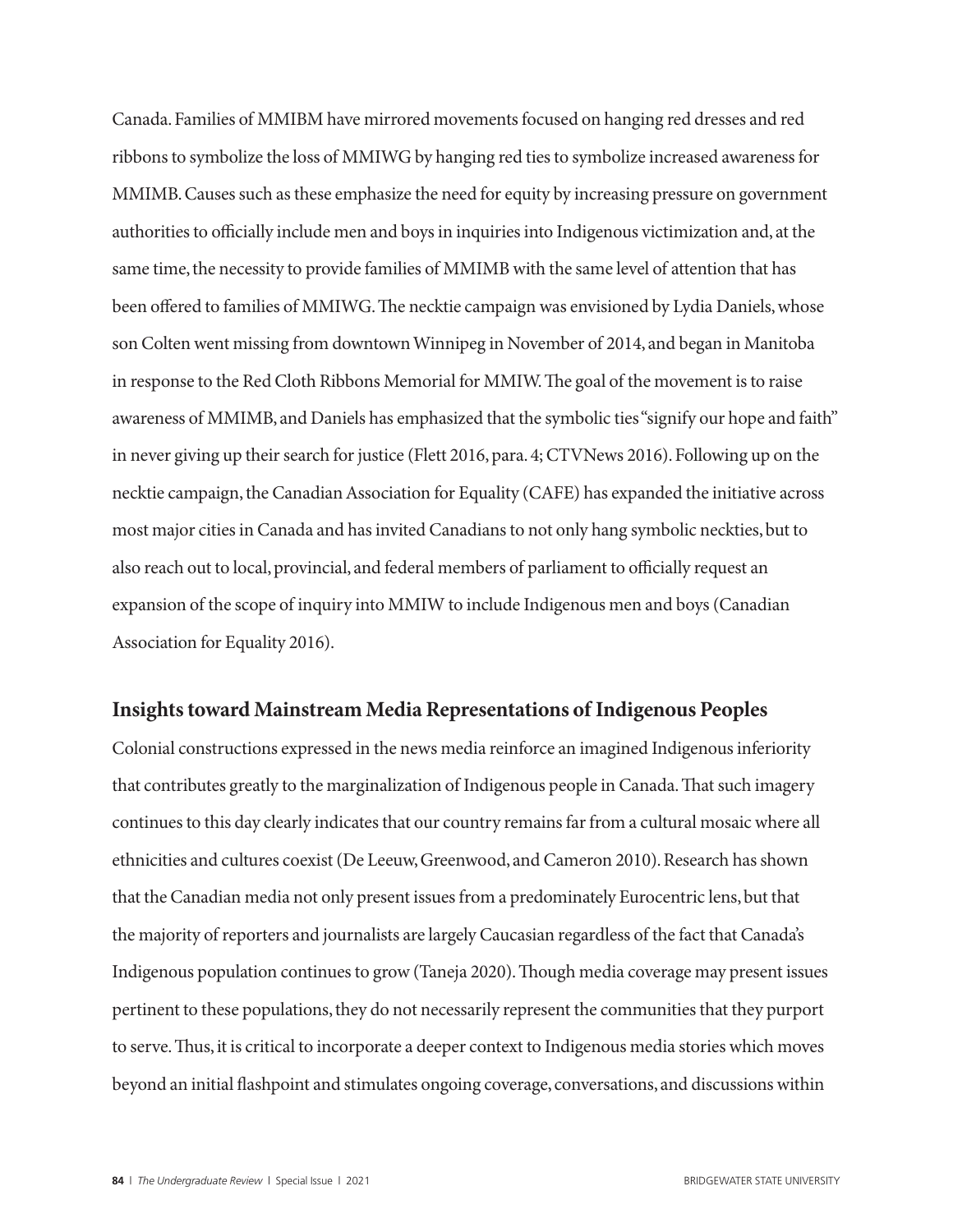Canada. Families of MMIBM have mirrored movements focused on hanging red dresses and red ribbons to symbolize the loss of MMIWG by hanging red ties to symbolize increased awareness for MMIMB. Causes such as these emphasize the need for equity by increasing pressure on government authorities to officially include men and boys in inquiries into Indigenous victimization and, at the same time, the necessity to provide families of MMIMB with the same level of attention that has been offered to families of MMIWG. The necktie campaign was envisioned by Lydia Daniels, whose son Colten went missing from downtown Winnipeg in November of 2014, and began in Manitoba in response to the Red Cloth Ribbons Memorial for MMIW. The goal of the movement is to raise awareness of MMIMB, and Daniels has emphasized that the symbolic ties "signify our hope and faith" in never giving up their search for justice (Flett 2016, para. 4; CTVNews 2016). Following up on the necktie campaign, the Canadian Association for Equality (CAFE) has expanded the initiative across most major cities in Canada and has invited Canadians to not only hang symbolic neckties, but to also reach out to local, provincial, and federal members of parliament to officially request an expansion of the scope of inquiry into MMIW to include Indigenous men and boys (Canadian Association for Equality 2016).

## Insights toward Mainstream Media Representations of Indigenous Peoples

Colonial constructions expressed in the news media reinforce an imagined Indigenous inferiority that contributes greatly to the marginalization of Indigenous people in Canada. That such imagery continues to this day clearly indicates that our country remains far from a cultural mosaic where all ethnicities and cultures coexist (De Leeuw, Greenwood, and Cameron 2010). Research has shown that the Canadian media not only present issues from a predominately Eurocentric lens, but that the majority of reporters and journalists are largely Caucasian regardless of the fact that Canada's Indigenous population continues to grow (Taneja 2020). Though media coverage may present issues pertinent to these populations, they do not necessarily represent the communities that they purport to serve. Thus, it is critical to incorporate a deeper context to Indigenous media stories which moves beyond an initial flashpoint and stimulates ongoing coverage, conversations, and discussions within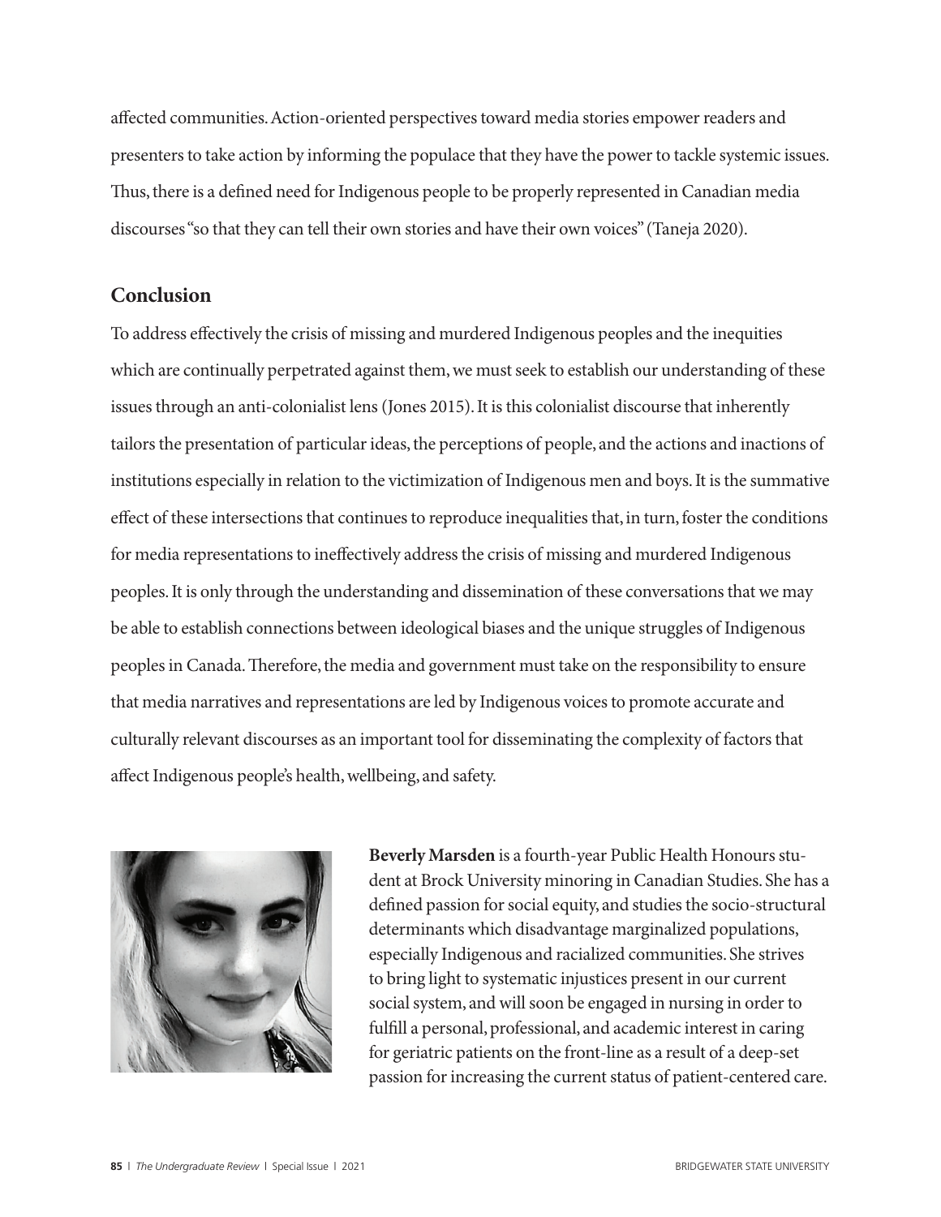affected communities. Action-oriented perspectives toward media stories empower readers and presenters to take action by informing the populace that they have the power to tackle systemic issues. Thus, there is a defined need for Indigenous people to be properly represented in Canadian media discourses "so that they can tell their own stories and have their own voices" (Taneja 2020).

## Conclusion

To address effectively the crisis of missing and murdered Indigenous peoples and the inequities which are continually perpetrated against them, we must seek to establish our understanding of these issues through an anti-colonialist lens (Jones 2015). It is this colonialist discourse that inherently tailors the presentation of particular ideas, the perceptions of people, and the actions and inactions of institutions especially in relation to the victimization of Indigenous men and boys. It is the summative effect of these intersections that continues to reproduce inequalities that, in turn, foster the conditions for media representations to ineffectively address the crisis of missing and murdered Indigenous peoples. It is only through the understanding and dissemination of these conversations that we may be able to establish connections between ideological biases and the unique struggles of Indigenous peoples in Canada. Therefore, the media and government must take on the responsibility to ensure that media narratives and representations are led by Indigenous voices to promote accurate and culturally relevant discourses as an important tool for disseminating the complexity of factors that affect Indigenous people's health, wellbeing, and safety.

**Beverly Marsden** is a fourth-year Public Health Honours student at Brock University minoring in Canadian Studies. She has a defined passion for social equity, and studies the socio-structural determinants which disadvantage marginalized populations, especially Indigenous and racialized communities. She strives to bring light to systematic injustices present in our current social system, and will soon be engaged in nursing in order to fulfill a personal, professional, and academic interest in caring for geriatric patients on the front-line as a result of a deep-set passion for increasing the current status of patient-centered care.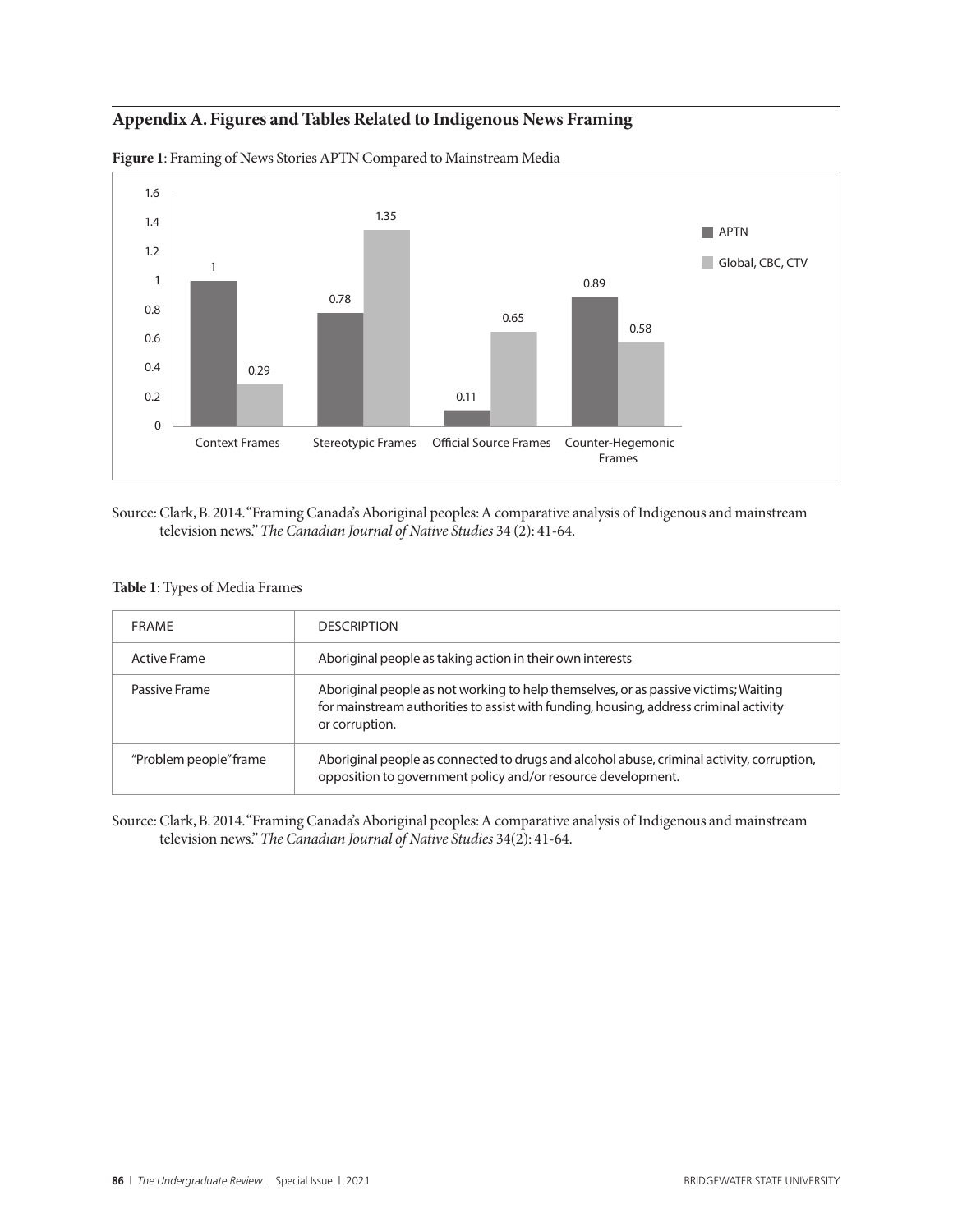## Appendix A. Figures and Tables Related to Indigenous News Framing

**Figure 1**: Framing of News Stories APTN Compared to Mainstream Media

| | APTN | Global, CBC, CTV |
|---|---|---|
| Context Frames | 1 | 0.29 |
| Stereotypic Frames | 0.78 | 1.35 |
| Official Source Frames | 0.11 | 0.65 |
| Counter-Hegemonic Frames | 0.89 | 0.58 |

Source: Clark, B. 2014. "Framing Canada's Aboriginal peoples: A comparative analysis of Indigenous and mainstream television news." *The Canadian Journal of Native Studies* 34 (2): 41-64.

**Table 1**: Types of Media Frames

| FRAME | DESCRIPTION |
|---|---|
| Active Frame | Aboriginal people as taking action in their own interests |
| Passive Frame | Aboriginal people as not working to help themselves, or as passive victims; Waiting for mainstream authorities to assist with funding, housing, address criminal activity or corruption. |
| "Problem people" frame | Aboriginal people as connected to drugs and alcohol abuse, criminal activity, corruption, opposition to government policy and/or resource development. |

Source: Clark, B. 2014. "Framing Canada's Aboriginal peoples: A comparative analysis of Indigenous and mainstream television news." *The Canadian Journal of Native Studies* 34(2): 41-64.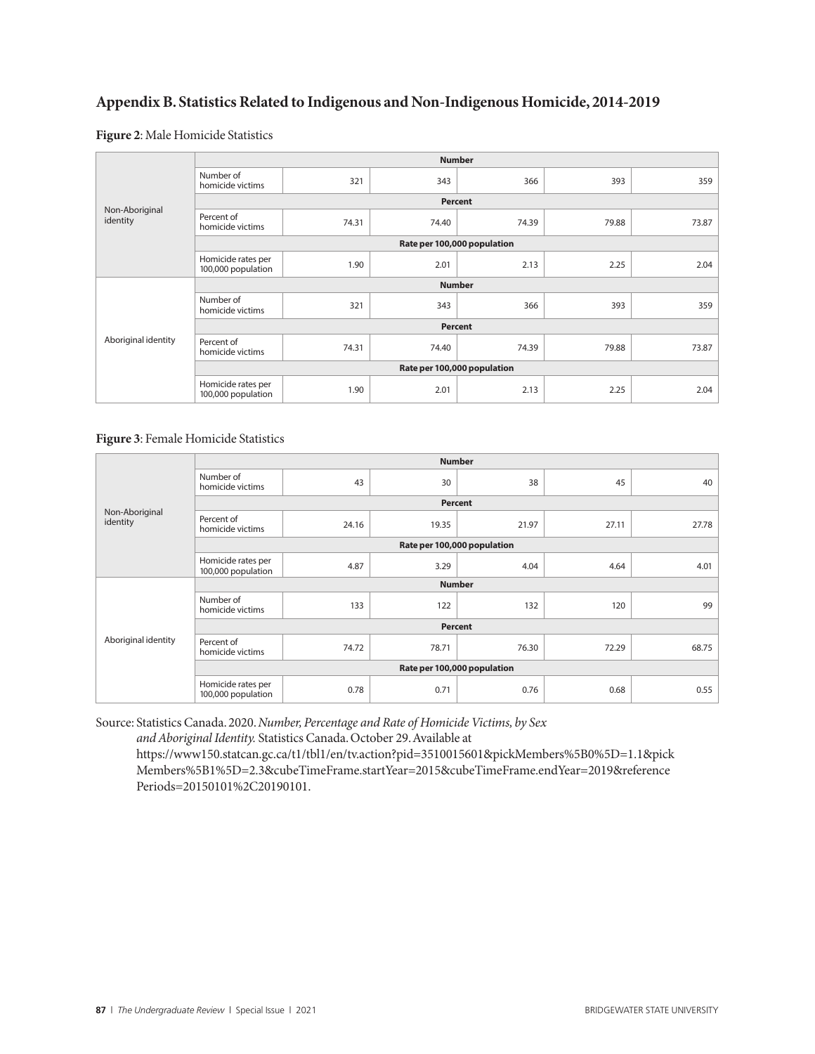## Appendix B. Statistics Related to Indigenous and Non-Indigenous Homicide, 2014-2019

**Figure 2**: Male Homicide Statistics

| | | | | | | |
|---|---|---|---|---|---|---|
| Non-Aboriginal identity | | **Number** | | | | |
| | Number of homicide victims | 321 | 343 | 366 | 393 | 359 |
| | | **Percent** | | | | |
| | Percent of homicide victims | 74.31 | 74.40 | 74.39 | 79.88 | 73.87 |
| | | **Rate per 100,000 population** | | | | |
| | Homicide rates per 100,000 population | 1.90 | 2.01 | 2.13 | 2.25 | 2.04 |
| Aboriginal identity | | **Number** | | | | |
| | Number of homicide victims | 321 | 343 | 366 | 393 | 359 |
| | | **Percent** | | | | |
| | Percent of homicide victims | 74.31 | 74.40 | 74.39 | 79.88 | 73.87 |
| | | **Rate per 100,000 population** | | | | |
| | Homicide rates per 100,000 population | 1.90 | 2.01 | 2.13 | 2.25 | 2.04 |

**Figure 3**: Female Homicide Statistics

| | | | | | | |
|---|---|---|---|---|---|---|
| Non-Aboriginal identity | | **Number** | | | | |
| | Number of homicide victims | 43 | 30 | 38 | 45 | 40 |
| | | **Percent** | | | | |
| | Percent of homicide victims | 24.16 | 19.35 | 21.97 | 27.11 | 27.78 |
| | | **Rate per 100,000 population** | | | | |
| | Homicide rates per 100,000 population | 4.87 | 3.29 | 4.04 | 4.64 | 4.01 |
| Aboriginal identity | | **Number** | | | | |
| | Number of homicide victims | 133 | 122 | 132 | 120 | 99 |
| | | **Percent** | | | | |
| | Percent of homicide victims | 74.72 | 78.71 | 76.30 | 72.29 | 68.75 |
| | | **Rate per 100,000 population** | | | | |
| | Homicide rates per 100,000 population | 0.78 | 0.71 | 0.76 | 0.68 | 0.55 |

Source: Statistics Canada. 2020. *Number, Percentage and Rate of Homicide Victims, by Sex and Aboriginal Identity.* Statistics Canada. October 29. Available at https://www150.statcan.gc.ca/t1/tbl1/en/tv.action?pid=3510015601&pickMembers%5B0%5D=1.1&pickMembers%5B1%5D=2.3&cubeTimeFrame.startYear=2015&cubeTimeFrame.endYear=2019&referencePeriods=20150101%2C20190101.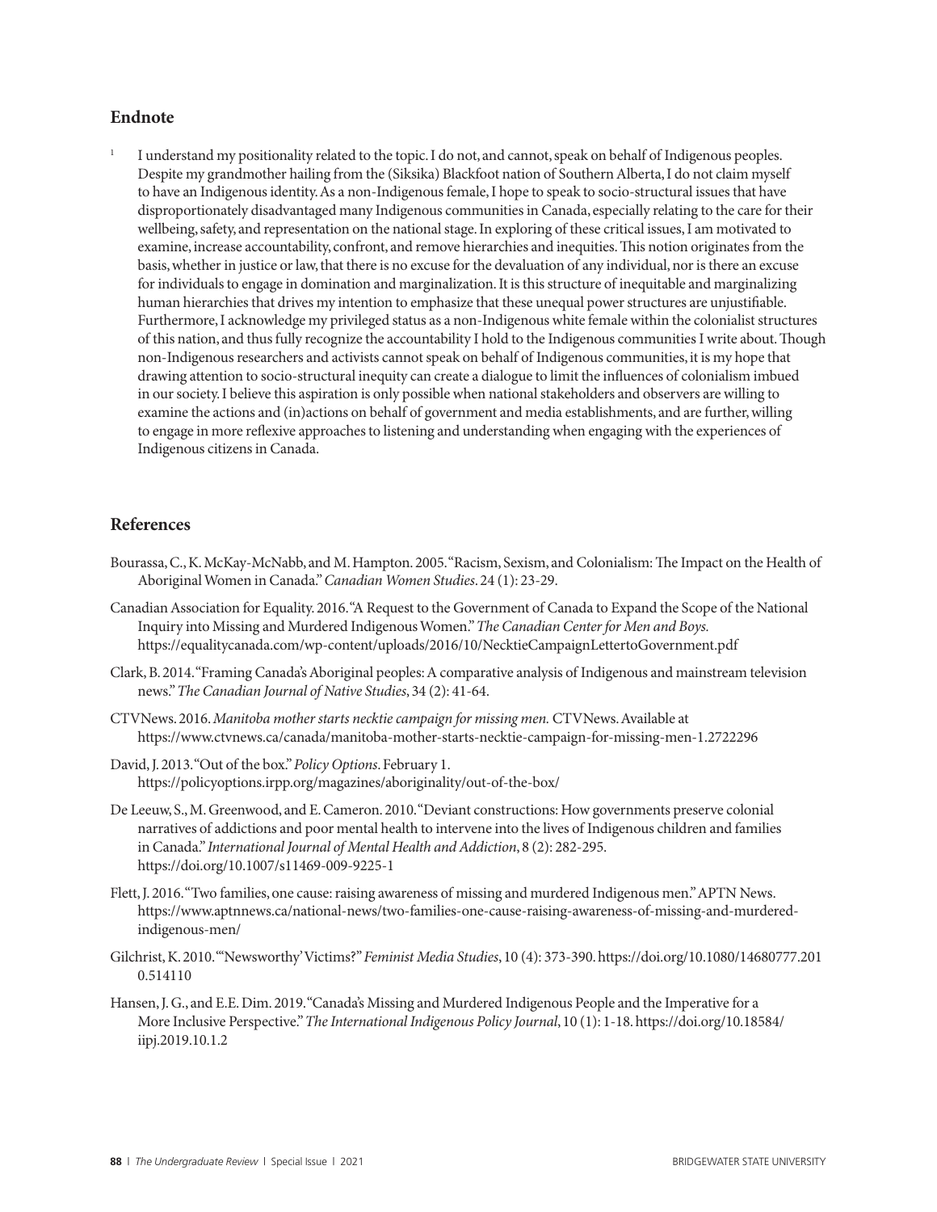## Endnote

[1] I understand my positionality related to the topic. I do not, and cannot, speak on behalf of Indigenous peoples. Despite my grandmother hailing from the (Siksika) Blackfoot nation of Southern Alberta, I do not claim myself to have an Indigenous identity. As a non-Indigenous female, I hope to speak to socio-structural issues that have disproportionately disadvantaged many Indigenous communities in Canada, especially relating to the care for their wellbeing, safety, and representation on the national stage. In exploring of these critical issues, I am motivated to examine, increase accountability, confront, and remove hierarchies and inequities. This notion originates from the basis, whether in justice or law, that there is no excuse for the devaluation of any individual, nor is there an excuse for individuals to engage in domination and marginalization. It is this structure of inequitable and marginalizing human hierarchies that drives my intention to emphasize that these unequal power structures are unjustifiable. Furthermore, I acknowledge my privileged status as a non-Indigenous white female within the colonialist structures of this nation, and thus fully recognize the accountability I hold to the Indigenous communities I write about. Though non-Indigenous researchers and activists cannot speak on behalf of Indigenous communities, it is my hope that drawing attention to socio-structural inequity can create a dialogue to limit the influences of colonialism imbued in our society. I believe this aspiration is only possible when national stakeholders and observers are willing to examine the actions and (in)actions on behalf of government and media establishments, and are further, willing to engage in more reflexive approaches to listening and understanding when engaging with the experiences of Indigenous citizens in Canada.

## References

Bourassa, C., K. McKay-McNabb, and M. Hampton. 2005. "Racism, Sexism, and Colonialism: The Impact on the Health of Aboriginal Women in Canada." *Canadian Women Studies*. 24 (1): 23-29.

Canadian Association for Equality. 2016. "A Request to the Government of Canada to Expand the Scope of the National Inquiry into Missing and Murdered Indigenous Women." *The Canadian Center for Men and Boys.* https://equalitycanada.com/wp-content/uploads/2016/10/NecktieCampaignLettertoGovernment.pdf

Clark, B. 2014. "Framing Canada's Aboriginal peoples: A comparative analysis of Indigenous and mainstream television news." *The Canadian Journal of Native Studies*, 34 (2): 41-64.

CTVNews. 2016. *Manitoba mother starts necktie campaign for missing men.* CTVNews. Available at https://www.ctvnews.ca/canada/manitoba-mother-starts-necktie-campaign-for-missing-men-1.2722296

David, J. 2013. "Out of the box." *Policy Options*. February 1. https://policyoptions.irpp.org/magazines/aboriginality/out-of-the-box/

De Leeuw, S., M. Greenwood, and E. Cameron. 2010. "Deviant constructions: How governments preserve colonial narratives of addictions and poor mental health to intervene into the lives of Indigenous children and families in Canada." *International Journal of Mental Health and Addiction*, 8 (2): 282-295. https://doi.org/10.1007/s11469-009-9225-1

Flett, J. 2016. "Two families, one cause: raising awareness of missing and murdered Indigenous men." APTN News. https://www.aptnnews.ca/national-news/two-families-one-cause-raising-awareness-of-missing-and-murdered-indigenous-men/

Gilchrist, K. 2010. "'Newsworthy' Victims?" *Feminist Media Studies*, 10 (4): 373-390. https://doi.org/10.1080/14680777.2010.514110

Hansen, J. G., and E.E. Dim. 2019. "Canada's Missing and Murdered Indigenous People and the Imperative for a More Inclusive Perspective." *The International Indigenous Policy Journal*, 10 (1): 1-18. https://doi.org/10.18584/iipj.2019.10.1.2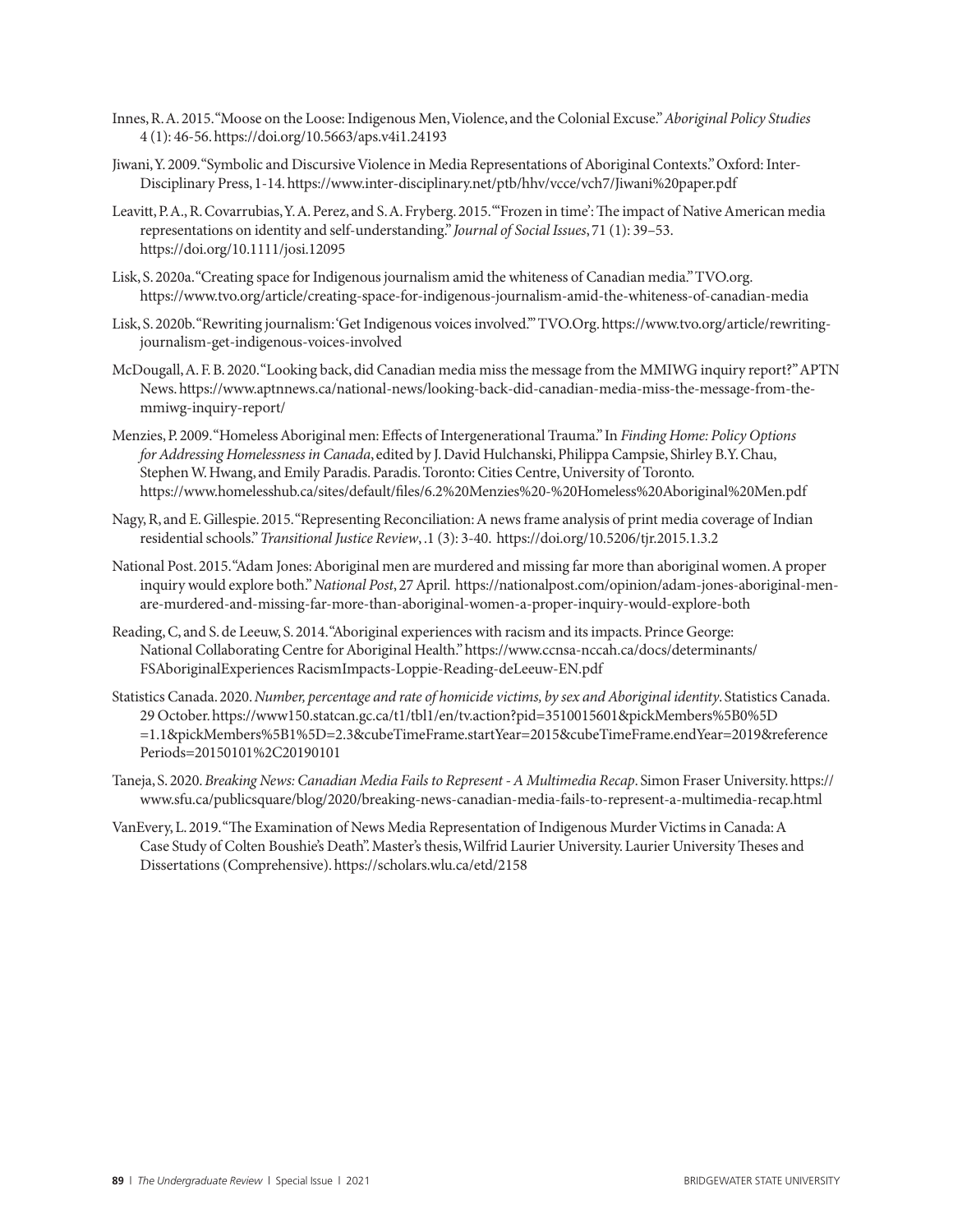Innes, R. A. 2015. "Moose on the Loose: Indigenous Men, Violence, and the Colonial Excuse." *Aboriginal Policy Studies* 4 (1): 46-56. https://doi.org/10.5663/aps.v4i1.24193

Jiwani, Y. 2009. "Symbolic and Discursive Violence in Media Representations of Aboriginal Contexts." Oxford: Inter-Disciplinary Press, 1-14. https://www.inter-disciplinary.net/ptb/hhv/vcce/vch7/Jiwani%20paper.pdf

Leavitt, P. A., R. Covarrubias, Y. A. Perez, and S. A. Fryberg. 2015. "'Frozen in time': The impact of Native American media representations on identity and self-understanding." *Journal of Social Issues*, 71 (1): 39–53. https://doi.org/10.1111/josi.12095

Lisk, S. 2020a. "Creating space for Indigenous journalism amid the whiteness of Canadian media." TVO.org. https://www.tvo.org/article/creating-space-for-indigenous-journalism-amid-the-whiteness-of-canadian-media

Lisk, S. 2020b. "Rewriting journalism: 'Get Indigenous voices involved.'" TVO.Org. https://www.tvo.org/article/rewriting-journalism-get-indigenous-voices-involved

McDougall, A. F. B. 2020. "Looking back, did Canadian media miss the message from the MMIWG inquiry report?" APTN News. https://www.aptnnews.ca/national-news/looking-back-did-canadian-media-miss-the-message-from-the-mmiwg-inquiry-report/

Menzies, P. 2009. "Homeless Aboriginal men: Effects of Intergenerational Trauma." In *Finding Home: Policy Options for Addressing Homelessness in Canada*, edited by J. David Hulchanski, Philippa Campsie, Shirley B.Y. Chau, Stephen W. Hwang, and Emily Paradis. Paradis. Toronto: Cities Centre, University of Toronto. https://www.homelesshub.ca/sites/default/files/6.2%20Menzies%20-%20Homeless%20Aboriginal%20Men.pdf

Nagy, R, and E. Gillespie. 2015. "Representing Reconciliation: A news frame analysis of print media coverage of Indian residential schools." *Transitional Justice Review*, .1 (3): 3-40. https://doi.org/10.5206/tjr.2015.1.3.2

National Post. 2015. "Adam Jones: Aboriginal men are murdered and missing far more than aboriginal women. A proper inquiry would explore both." *National Post*, 27 April. https://nationalpost.com/opinion/adam-jones-aboriginal-men-are-murdered-and-missing-far-more-than-aboriginal-women-a-proper-inquiry-would-explore-both

Reading, C, and S. de Leeuw, S. 2014. "Aboriginal experiences with racism and its impacts. Prince George: National Collaborating Centre for Aboriginal Health." https://www.ccnsa-nccah.ca/docs/determinants/FSAboriginalExperiences RacismImpacts-Loppie-Reading-deLeeuw-EN.pdf

Statistics Canada. 2020. *Number, percentage and rate of homicide victims, by sex and Aboriginal identity*. Statistics Canada. 29 October. https://www150.statcan.gc.ca/t1/tbl1/en/tv.action?pid=3510015601&pickMembers%5B0%5D=1.1&pickMembers%5B1%5D=2.3&cubeTimeFrame.startYear=2015&cubeTimeFrame.endYear=2019&referencePeriods=20150101%2C20190101

Taneja, S. 2020. *Breaking News: Canadian Media Fails to Represent - A Multimedia Recap*. Simon Fraser University. https://www.sfu.ca/publicsquare/blog/2020/breaking-news-canadian-media-fails-to-represent-a-multimedia-recap.html

VanEvery, L. 2019. "The Examination of News Media Representation of Indigenous Murder Victims in Canada: A Case Study of Colten Boushie's Death". Master's thesis, Wilfrid Laurier University. Laurier University Theses and Dissertations (Comprehensive). https://scholars.wlu.ca/etd/2158